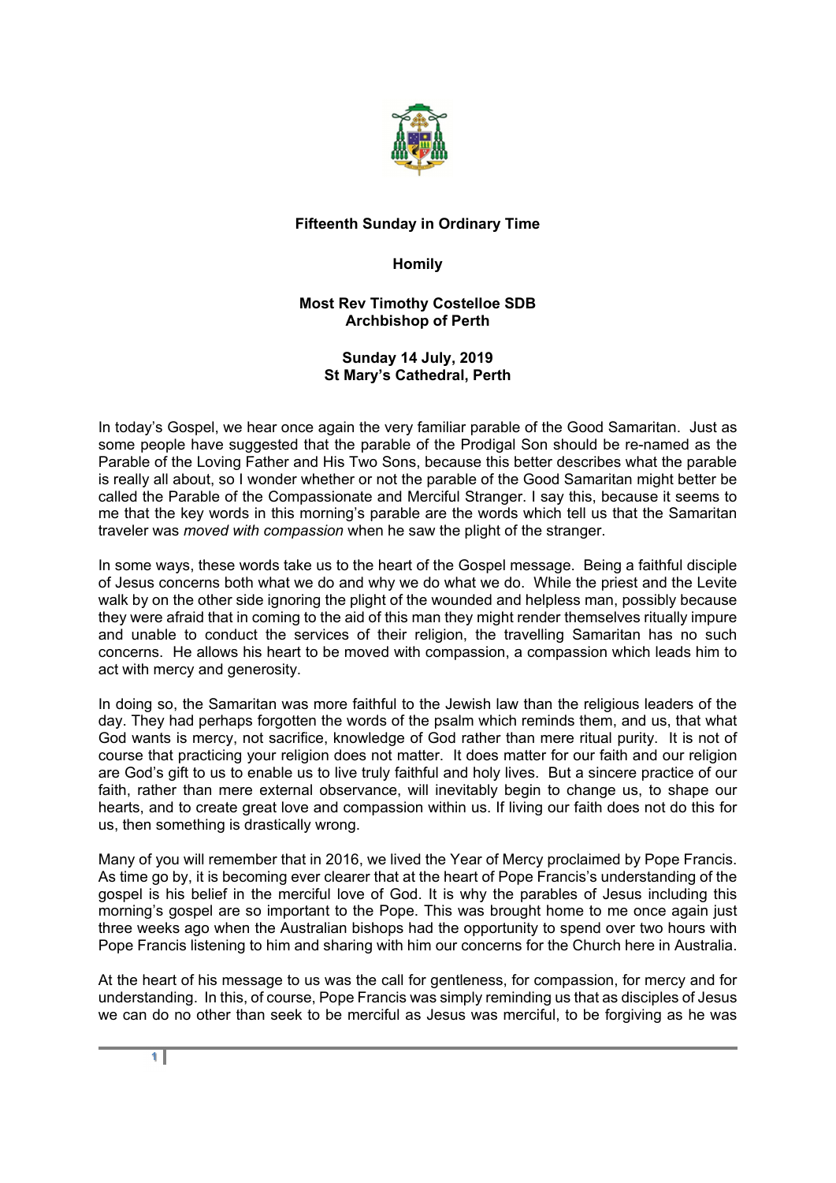**Fifteenth Sunday in Ordinary Time**

**Homily**

**Most Rev Timothy Costelloe SDB**
**Archbishop of Perth**

**Sunday 14 July, 2019**
**St Mary's Cathedral, Perth**

In today's Gospel, we hear once again the very familiar parable of the Good Samaritan. Just as some people have suggested that the parable of the Prodigal Son should be re-named as the Parable of the Loving Father and His Two Sons, because this better describes what the parable is really all about, so I wonder whether or not the parable of the Good Samaritan might better be called the Parable of the Compassionate and Merciful Stranger. I say this, because it seems to me that the key words in this morning's parable are the words which tell us that the Samaritan traveler was *moved with compassion* when he saw the plight of the stranger.

In some ways, these words take us to the heart of the Gospel message. Being a faithful disciple of Jesus concerns both what we do and why we do what we do. While the priest and the Levite walk by on the other side ignoring the plight of the wounded and helpless man, possibly because they were afraid that in coming to the aid of this man they might render themselves ritually impure and unable to conduct the services of their religion, the travelling Samaritan has no such concerns. He allows his heart to be moved with compassion, a compassion which leads him to act with mercy and generosity.

In doing so, the Samaritan was more faithful to the Jewish law than the religious leaders of the day. They had perhaps forgotten the words of the psalm which reminds them, and us, that what God wants is mercy, not sacrifice, knowledge of God rather than mere ritual purity. It is not of course that practicing your religion does not matter. It does matter for our faith and our religion are God's gift to us to enable us to live truly faithful and holy lives. But a sincere practice of our faith, rather than mere external observance, will inevitably begin to change us, to shape our hearts, and to create great love and compassion within us. If living our faith does not do this for us, then something is drastically wrong.

Many of you will remember that in 2016, we lived the Year of Mercy proclaimed by Pope Francis. As time go by, it is becoming ever clearer that at the heart of Pope Francis's understanding of the gospel is his belief in the merciful love of God. It is why the parables of Jesus including this morning's gospel are so important to the Pope. This was brought home to me once again just three weeks ago when the Australian bishops had the opportunity to spend over two hours with Pope Francis listening to him and sharing with him our concerns for the Church here in Australia.

At the heart of his message to us was the call for gentleness, for compassion, for mercy and for understanding. In this, of course, Pope Francis was simply reminding us that as disciples of Jesus we can do no other than seek to be merciful as Jesus was merciful, to be forgiving as he was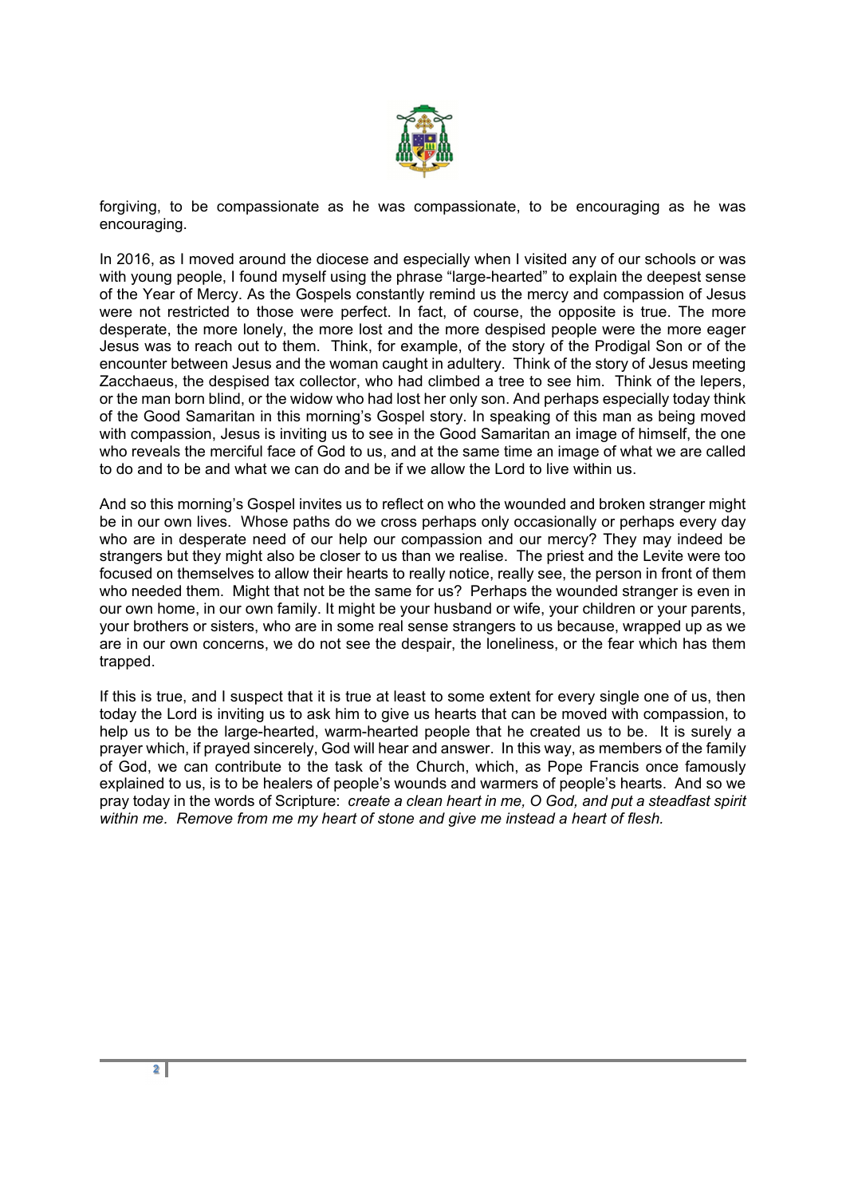forgiving, to be compassionate as he was compassionate, to be encouraging as he was encouraging.

In 2016, as I moved around the diocese and especially when I visited any of our schools or was with young people, I found myself using the phrase "large-hearted" to explain the deepest sense of the Year of Mercy. As the Gospels constantly remind us the mercy and compassion of Jesus were not restricted to those were perfect. In fact, of course, the opposite is true. The more desperate, the more lonely, the more lost and the more despised people were the more eager Jesus was to reach out to them. Think, for example, of the story of the Prodigal Son or of the encounter between Jesus and the woman caught in adultery. Think of the story of Jesus meeting Zacchaeus, the despised tax collector, who had climbed a tree to see him. Think of the lepers, or the man born blind, or the widow who had lost her only son. And perhaps especially today think of the Good Samaritan in this morning's Gospel story. In speaking of this man as being moved with compassion, Jesus is inviting us to see in the Good Samaritan an image of himself, the one who reveals the merciful face of God to us, and at the same time an image of what we are called to do and to be and what we can do and be if we allow the Lord to live within us.

And so this morning's Gospel invites us to reflect on who the wounded and broken stranger might be in our own lives. Whose paths do we cross perhaps only occasionally or perhaps every day who are in desperate need of our help our compassion and our mercy? They may indeed be strangers but they might also be closer to us than we realise. The priest and the Levite were too focused on themselves to allow their hearts to really notice, really see, the person in front of them who needed them. Might that not be the same for us? Perhaps the wounded stranger is even in our own home, in our own family. It might be your husband or wife, your children or your parents, your brothers or sisters, who are in some real sense strangers to us because, wrapped up as we are in our own concerns, we do not see the despair, the loneliness, or the fear which has them trapped.

If this is true, and I suspect that it is true at least to some extent for every single one of us, then today the Lord is inviting us to ask him to give us hearts that can be moved with compassion, to help us to be the large-hearted, warm-hearted people that he created us to be. It is surely a prayer which, if prayed sincerely, God will hear and answer. In this way, as members of the family of God, we can contribute to the task of the Church, which, as Pope Francis once famously explained to us, is to be healers of people's wounds and warmers of people's hearts. And so we pray today in the words of Scripture: *create a clean heart in me, O God, and put a steadfast spirit within me. Remove from me my heart of stone and give me instead a heart of flesh.*